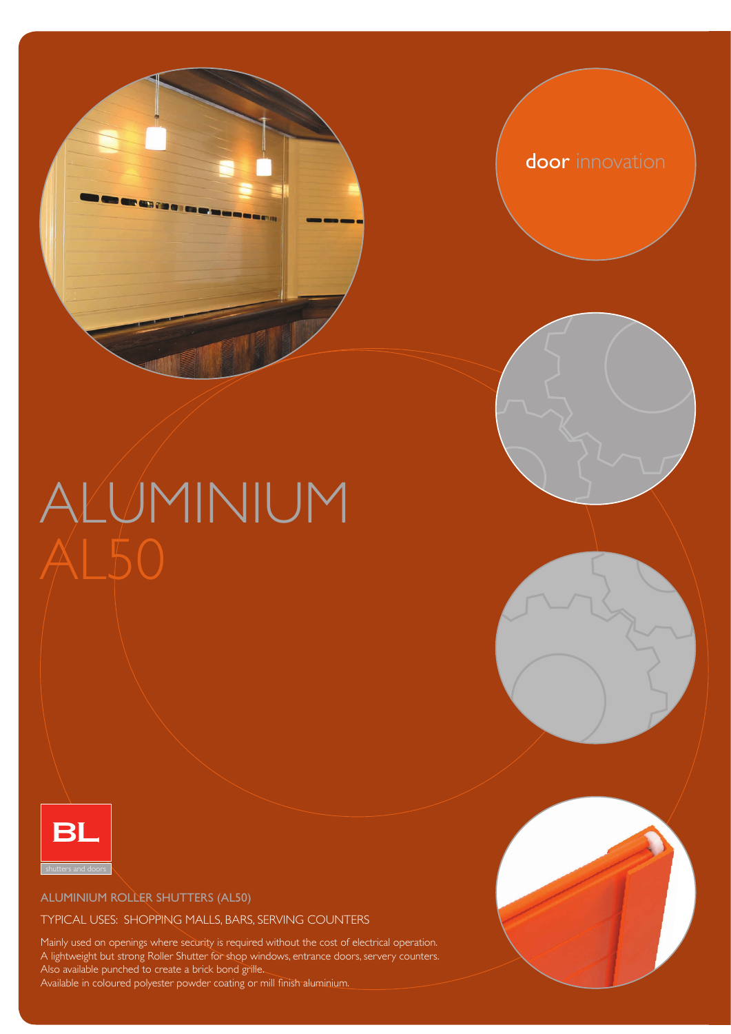door innovation

# ALUMINIUM AL50

BL

shutters and doors

## ALUMINIUM ROLLER SHUTTERS (AL50)

TYPICAL USES: SHOPPING MALLS, BARS, SERVING COUNTERS

Mainly used on openings where security is required without the cost of electrical operation.
A lightweight but strong Roller Shutter for shop windows, entrance doors, servery counters.
Also available punched to create a brick bond grille.
Available in coloured polyester powder coating or mill finish aluminium.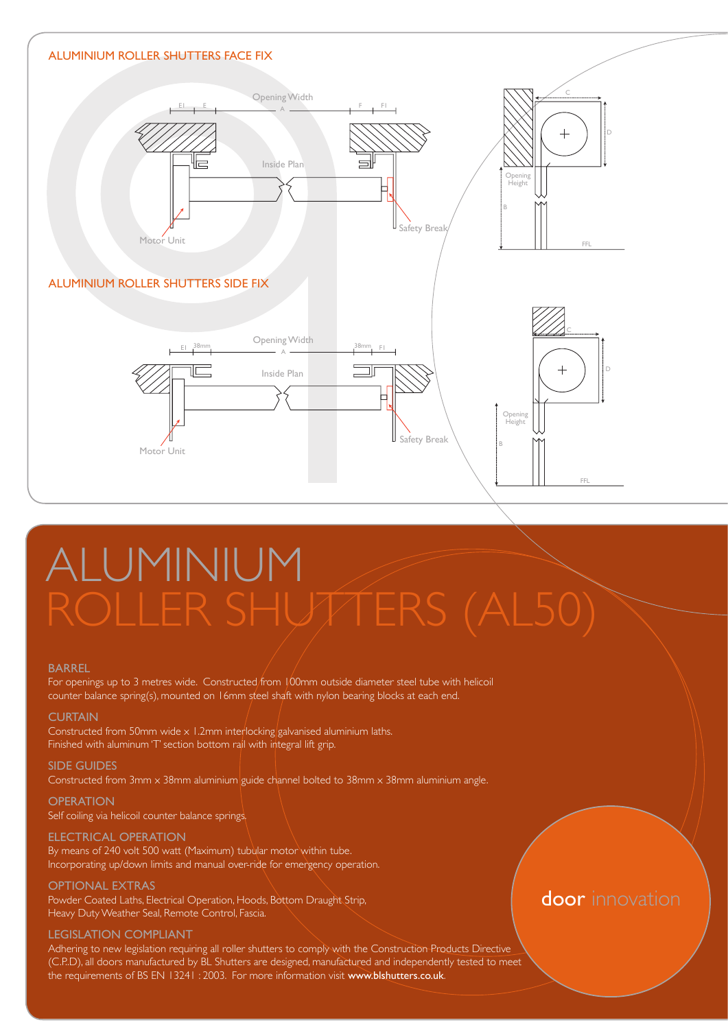## ALUMINIUM ROLLER SHUTTERS FACE FIX

Opening Width

A

E1 E F F1

Inside Plan

Motor Unit

Safety Break

C

D

Opening Height

B

FFL

## ALUMINIUM ROLLER SHUTTERS SIDE FIX

Opening Width

A

E1 38mm 38mm F1

Inside Plan

Motor Unit

Safety Break

C

D

Opening Height

B

FFL

# ALUMINIUM ROLLER SHUTTERS (AL50)

### BARREL

For openings up to 3 metres wide. Constructed from 100mm outside diameter steel tube with helicoil counter balance spring(s), mounted on 16mm steel shaft with nylon bearing blocks at each end.

### CURTAIN

Constructed from 50mm wide x 1.2mm interlocking galvanised aluminium laths.
Finished with aluminum 'T' section bottom rail with integral lift grip.

### SIDE GUIDES

Constructed from 3mm x 38mm aluminium guide channel bolted to 38mm x 38mm aluminium angle.

### OPERATION

Self coiling via helicoil counter balance springs.

### ELECTRICAL OPERATION

By means of 240 volt 500 watt (Maximum) tubular motor within tube.
Incorporating up/down limits and manual over-ride for emergency operation.

### OPTIONAL EXTRAS

Powder Coated Laths, Electrical Operation, Hoods, Bottom Draught Strip,
Heavy Duty Weather Seal, Remote Control, Fascia.

### LEGISLATION COMPLIANT

Adhering to new legislation requiring all roller shutters to comply with the Construction Products Directive (C.P.D), all doors manufactured by BL Shutters are designed, manufactured and independently tested to meet the requirements of BS EN 13241 : 2003. For more information visit **www.blshutters.co.uk**.

door innovation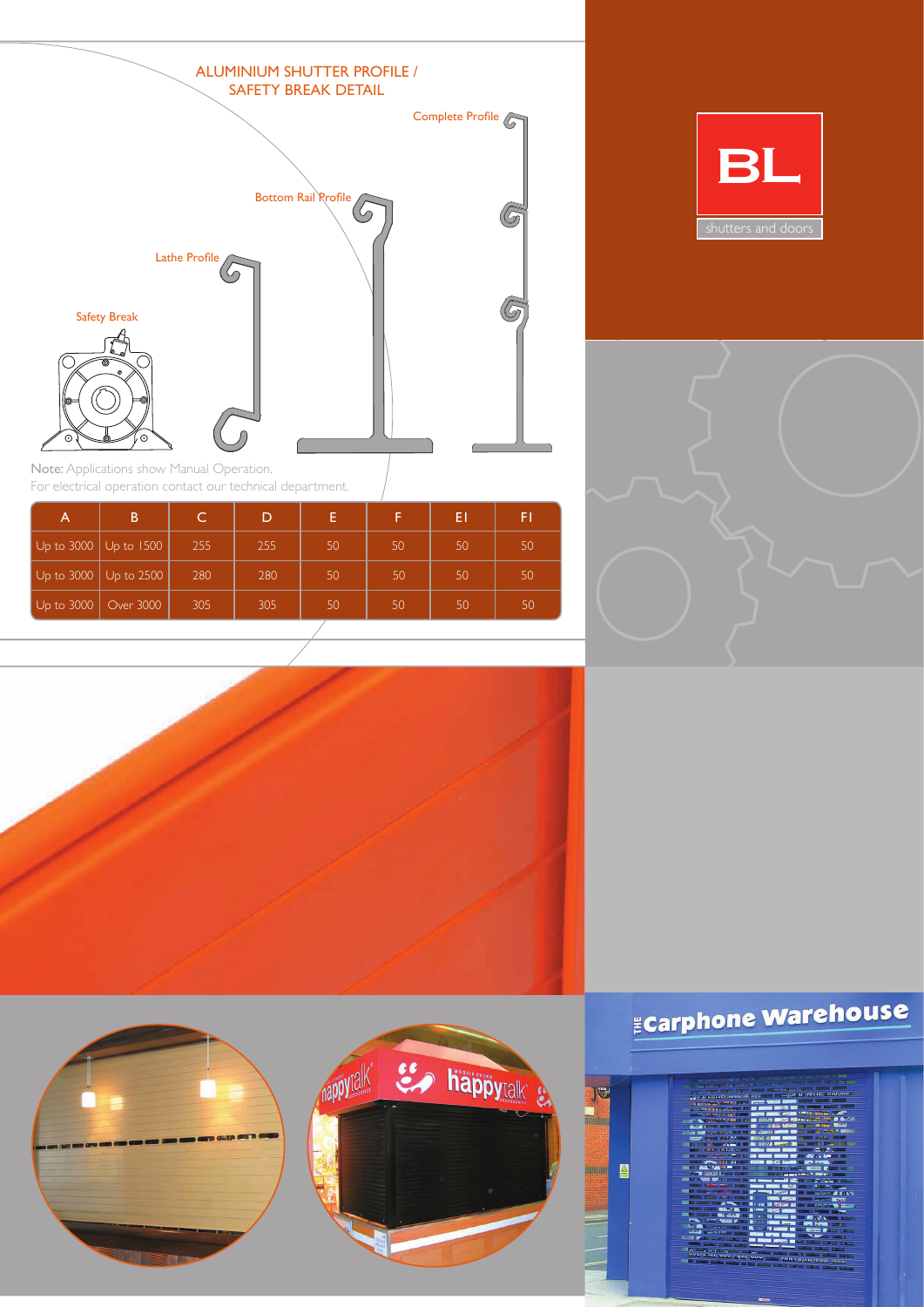## ALUMINIUM SHUTTER PROFILE / SAFETY BREAK DETAIL

Complete Profile

Bottom Rail Profile

Lathe Profile

Safety Break

Note: Applications show Manual Operation.
For electrical operation contact our technical department.

| A | B | C | D | E | F | EI | FI |
|---|---|---|---|---|---|---|---|
| Up to 3000 | Up to 1500 | 255 | 255 | 50 | 50 | 50 | 50 |
| Up to 3000 | Up to 2500 | 280 | 280 | 50 | 50 | 50 | 50 |
| Up to 3000 | Over 3000 | 305 | 305 | 50 | 50 | 50 | 50 |

BL shutters and doors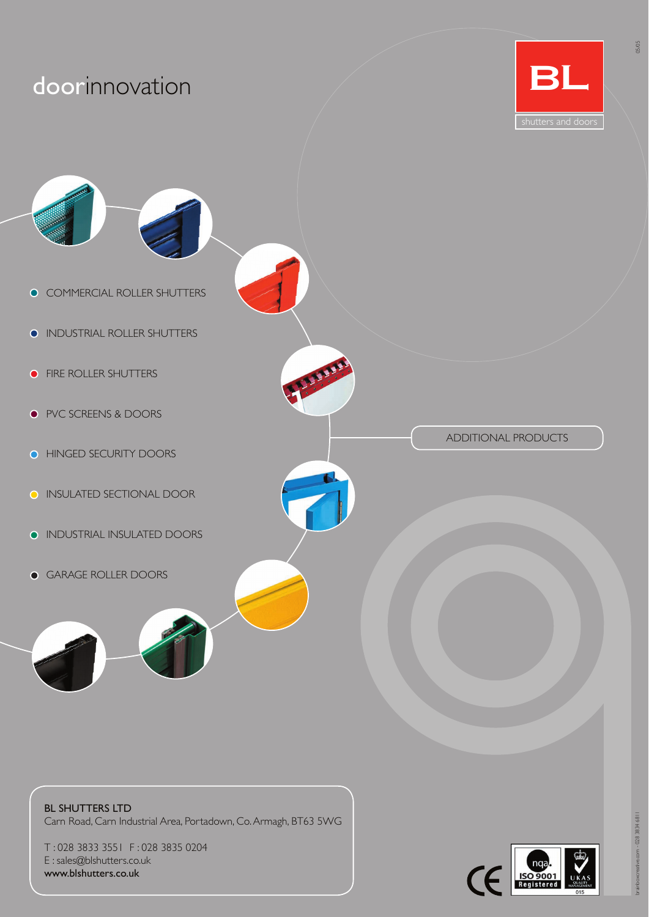# doorinnovation

BL

shutters and doors

- COMMERCIAL ROLLER SHUTTERS
- INDUSTRIAL ROLLER SHUTTERS
- FIRE ROLLER SHUTTERS
- PVC SCREENS & DOORS
- HINGED SECURITY DOORS
- INSULATED SECTIONAL DOOR
- INDUSTRIAL INSULATED DOORS
- GARAGE ROLLER DOORS

ADDITIONAL PRODUCTS

**BL SHUTTERS LTD**
Carn Road, Carn Industrial Area, Portadown, Co. Armagh, BT63 5WG

T : 028 3833 3551 F : 028 3835 0204
E : sales@blshutters.co.uk
**www.blshutters.co.uk**

CE

nqa. ISO 9001 Registered

UKAS QUALITY MANAGEMENT 015